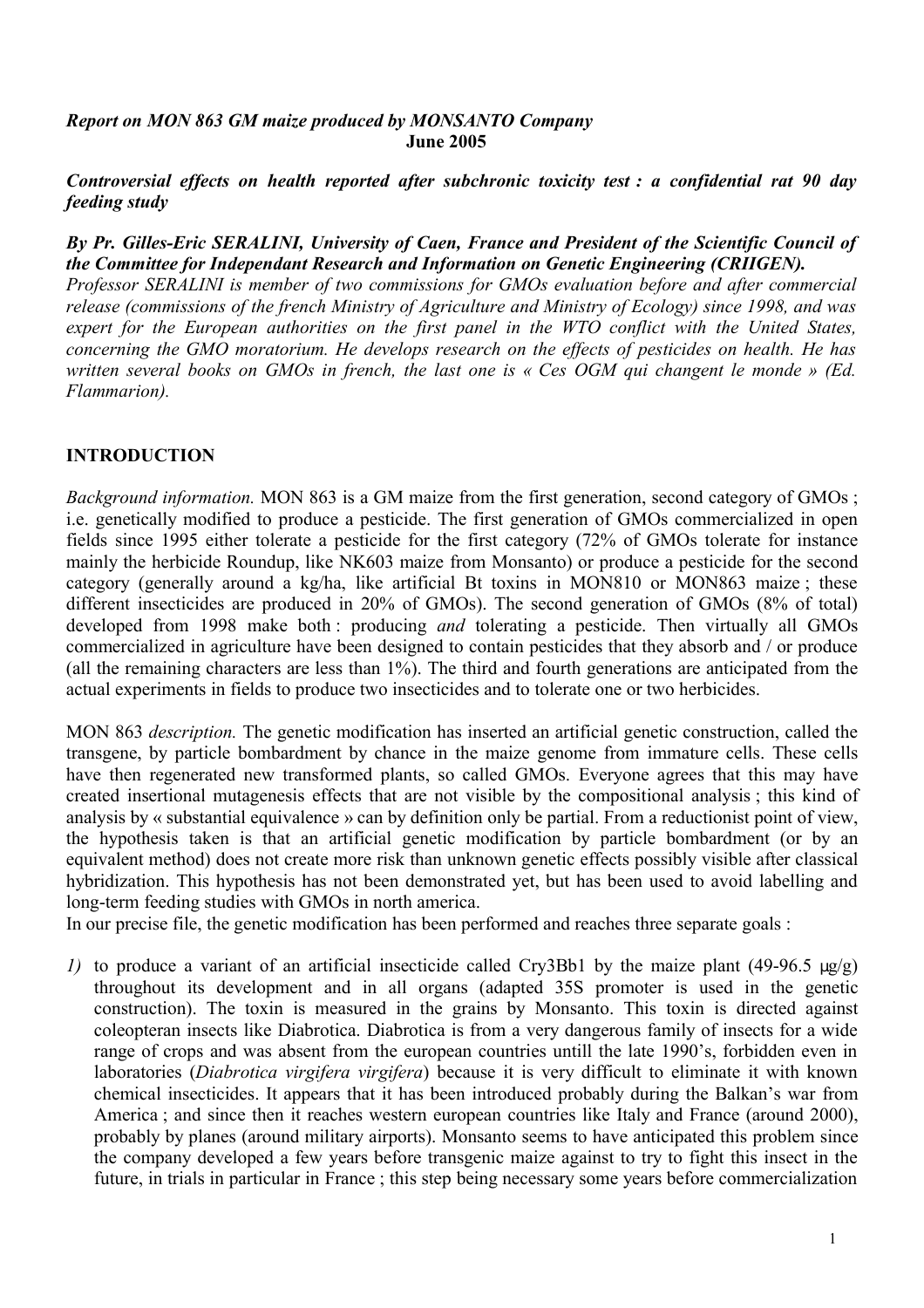***Report on MON 863 GM maize produced by MONSANTO Company***
**June 2005**

***Controversial effects on health reported after subchronic toxicity test : a confidential rat 90 day feeding study***

***By Pr. Gilles-Eric SERALINI, University of Caen, France and President of the Scientific Council of the Committee for Independant Research and Information on Genetic Engineering (CRIIGEN).***
*Professor SERALINI is member of two commissions for GMOs evaluation before and after commercial release (commissions of the french Ministry of Agriculture and Ministry of Ecology) since 1998, and was expert for the European authorities on the first panel in the WTO conflict with the United States, concerning the GMO moratorium. He develops research on the effects of pesticides on health. He has written several books on GMOs in french, the last one is « Ces OGM qui changent le monde » (Ed. Flammarion).*

## INTRODUCTION

*Background information.* MON 863 is a GM maize from the first generation, second category of GMOs ; i.e. genetically modified to produce a pesticide. The first generation of GMOs commercialized in open fields since 1995 either tolerate a pesticide for the first category (72% of GMOs tolerate for instance mainly the herbicide Roundup, like NK603 maize from Monsanto) or produce a pesticide for the second category (generally around a kg/ha, like artificial Bt toxins in MON810 or MON863 maize ; these different insecticides are produced in 20% of GMOs). The second generation of GMOs (8% of total) developed from 1998 make both : producing *and* tolerating a pesticide. Then virtually all GMOs commercialized in agriculture have been designed to contain pesticides that they absorb and / or produce (all the remaining characters are less than 1%). The third and fourth generations are anticipated from the actual experiments in fields to produce two insecticides and to tolerate one or two herbicides.

MON 863 *description.* The genetic modification has inserted an artificial genetic construction, called the transgene, by particle bombardment by chance in the maize genome from immature cells. These cells have then regenerated new transformed plants, so called GMOs. Everyone agrees that this may have created insertional mutagenesis effects that are not visible by the compositional analysis ; this kind of analysis by « substantial equivalence » can by definition only be partial. From a reductionist point of view, the hypothesis taken is that an artificial genetic modification by particle bombardment (or by an equivalent method) does not create more risk than unknown genetic effects possibly visible after classical hybridization. This hypothesis has not been demonstrated yet, but has been used to avoid labelling and long-term feeding studies with GMOs in north america.
In our precise file, the genetic modification has been performed and reaches three separate goals :

*1)* to produce a variant of an artificial insecticide called Cry3Bb1 by the maize plant (49-96.5 μg/g) throughout its development and in all organs (adapted 35S promoter is used in the genetic construction). The toxin is measured in the grains by Monsanto. This toxin is directed against coleopteran insects like Diabrotica. Diabrotica is from a very dangerous family of insects for a wide range of crops and was absent from the european countries untill the late 1990's, forbidden even in laboratories (*Diabrotica virgifera virgifera*) because it is very difficult to eliminate it with known chemical insecticides. It appears that it has been introduced probably during the Balkan's war from America ; and since then it reaches western european countries like Italy and France (around 2000), probably by planes (around military airports). Monsanto seems to have anticipated this problem since the company developed a few years before transgenic maize against to try to fight this insect in the future, in trials in particular in France ; this step being necessary some years before commercialization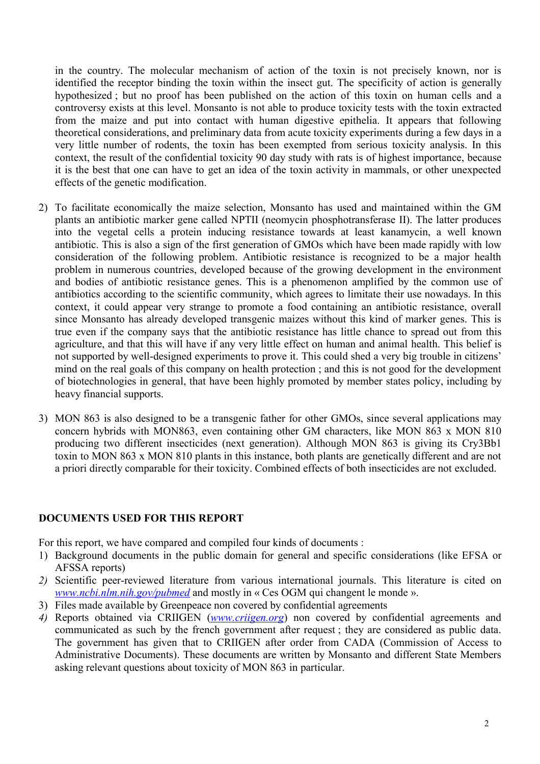in the country. The molecular mechanism of action of the toxin is not precisely known, nor is identified the receptor binding the toxin within the insect gut. The specificity of action is generally hypothesized ; but no proof has been published on the action of this toxin on human cells and a controversy exists at this level. Monsanto is not able to produce toxicity tests with the toxin extracted from the maize and put into contact with human digestive epithelia. It appears that following theoretical considerations, and preliminary data from acute toxicity experiments during a few days in a very little number of rodents, the toxin has been exempted from serious toxicity analysis. In this context, the result of the confidential toxicity 90 day study with rats is of highest importance, because it is the best that one can have to get an idea of the toxin activity in mammals, or other unexpected effects of the genetic modification.

2) To facilitate economically the maize selection, Monsanto has used and maintained within the GM plants an antibiotic marker gene called NPTII (neomycin phosphotransferase II). The latter produces into the vegetal cells a protein inducing resistance towards at least kanamycin, a well known antibiotic. This is also a sign of the first generation of GMOs which have been made rapidly with low consideration of the following problem. Antibiotic resistance is recognized to be a major health problem in numerous countries, developed because of the growing development in the environment and bodies of antibiotic resistance genes. This is a phenomenon amplified by the common use of antibiotics according to the scientific community, which agrees to limitate their use nowadays. In this context, it could appear very strange to promote a food containing an antibiotic resistance, overall since Monsanto has already developed transgenic maizes without this kind of marker genes. This is true even if the company says that the antibiotic resistance has little chance to spread out from this agriculture, and that this will have if any very little effect on human and animal health. This belief is not supported by well-designed experiments to prove it. This could shed a very big trouble in citizens' mind on the real goals of this company on health protection ; and this is not good for the development of biotechnologies in general, that have been highly promoted by member states policy, including by heavy financial supports.

3) MON 863 is also designed to be a transgenic father for other GMOs, since several applications may concern hybrids with MON863, even containing other GM characters, like MON 863 x MON 810 producing two different insecticides (next generation). Although MON 863 is giving its Cry3Bb1 toxin to MON 863 x MON 810 plants in this instance, both plants are genetically different and are not a priori directly comparable for their toxicity. Combined effects of both insecticides are not excluded.

## DOCUMENTS USED FOR THIS REPORT

For this report, we have compared and compiled four kinds of documents :

1) Background documents in the public domain for general and specific considerations (like EFSA or AFSSA reports)
2) Scientific peer-reviewed literature from various international journals. This literature is cited on [www.ncbi.nlm.nih.gov/pubmed](www.ncbi.nlm.nih.gov/pubmed) and mostly in « Ces OGM qui changent le monde ».
3) Files made available by Greenpeace non covered by confidential agreements
4) Reports obtained via CRIIGEN ([www.criigen.org](www.criigen.org)) non covered by confidential agreements and communicated as such by the french government after request ; they are considered as public data. The government has given that to CRIIGEN after order from CADA (Commission of Access to Administrative Documents). These documents are written by Monsanto and different State Members asking relevant questions about toxicity of MON 863 in particular.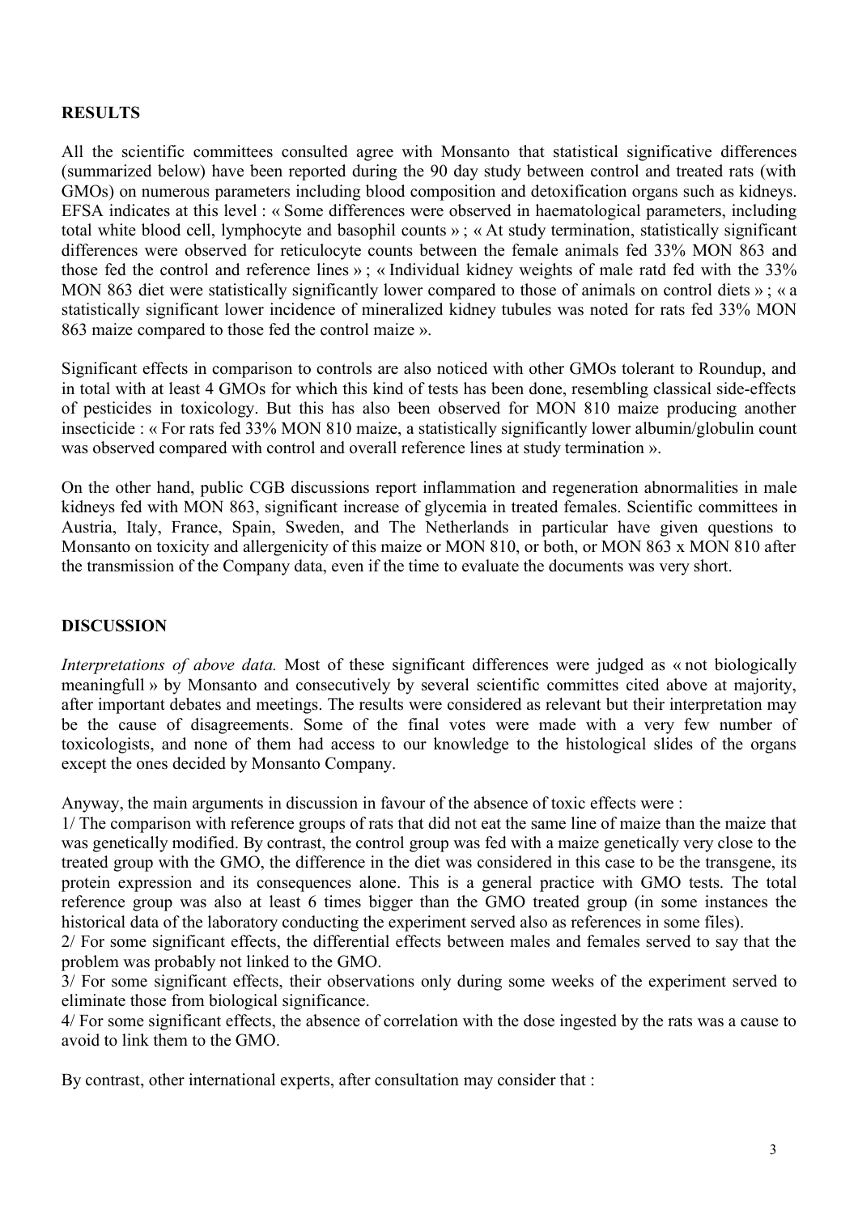## RESULTS

All the scientific committees consulted agree with Monsanto that statistical significative differences (summarized below) have been reported during the 90 day study between control and treated rats (with GMOs) on numerous parameters including blood composition and detoxification organs such as kidneys. EFSA indicates at this level : « Some differences were observed in haematological parameters, including total white blood cell, lymphocyte and basophil counts » ; « At study termination, statistically significant differences were observed for reticulocyte counts between the female animals fed 33% MON 863 and those fed the control and reference lines » ; « Individual kidney weights of male ratd fed with the 33% MON 863 diet were statistically significantly lower compared to those of animals on control diets » ; « a statistically significant lower incidence of mineralized kidney tubules was noted for rats fed 33% MON 863 maize compared to those fed the control maize ».

Significant effects in comparison to controls are also noticed with other GMOs tolerant to Roundup, and in total with at least 4 GMOs for which this kind of tests has been done, resembling classical side-effects of pesticides in toxicology. But this has also been observed for MON 810 maize producing another insecticide : « For rats fed 33% MON 810 maize, a statistically significantly lower albumin/globulin count was observed compared with control and overall reference lines at study termination ».

On the other hand, public CGB discussions report inflammation and regeneration abnormalities in male kidneys fed with MON 863, significant increase of glycemia in treated females. Scientific committees in Austria, Italy, France, Spain, Sweden, and The Netherlands in particular have given questions to Monsanto on toxicity and allergenicity of this maize or MON 810, or both, or MON 863 x MON 810 after the transmission of the Company data, even if the time to evaluate the documents was very short.

## DISCUSSION

*Interpretations of above data.* Most of these significant differences were judged as « not biologically meaningfull » by Monsanto and consecutively by several scientific committes cited above at majority, after important debates and meetings. The results were considered as relevant but their interpretation may be the cause of disagreements. Some of the final votes were made with a very few number of toxicologists, and none of them had access to our knowledge to the histological slides of the organs except the ones decided by Monsanto Company.

Anyway, the main arguments in discussion in favour of the absence of toxic effects were :

1/ The comparison with reference groups of rats that did not eat the same line of maize than the maize that was genetically modified. By contrast, the control group was fed with a maize genetically very close to the treated group with the GMO, the difference in the diet was considered in this case to be the transgene, its protein expression and its consequences alone. This is a general practice with GMO tests. The total reference group was also at least 6 times bigger than the GMO treated group (in some instances the historical data of the laboratory conducting the experiment served also as references in some files).

2/ For some significant effects, the differential effects between males and females served to say that the problem was probably not linked to the GMO.

3/ For some significant effects, their observations only during some weeks of the experiment served to eliminate those from biological significance.

4/ For some significant effects, the absence of correlation with the dose ingested by the rats was a cause to avoid to link them to the GMO.

By contrast, other international experts, after consultation may consider that :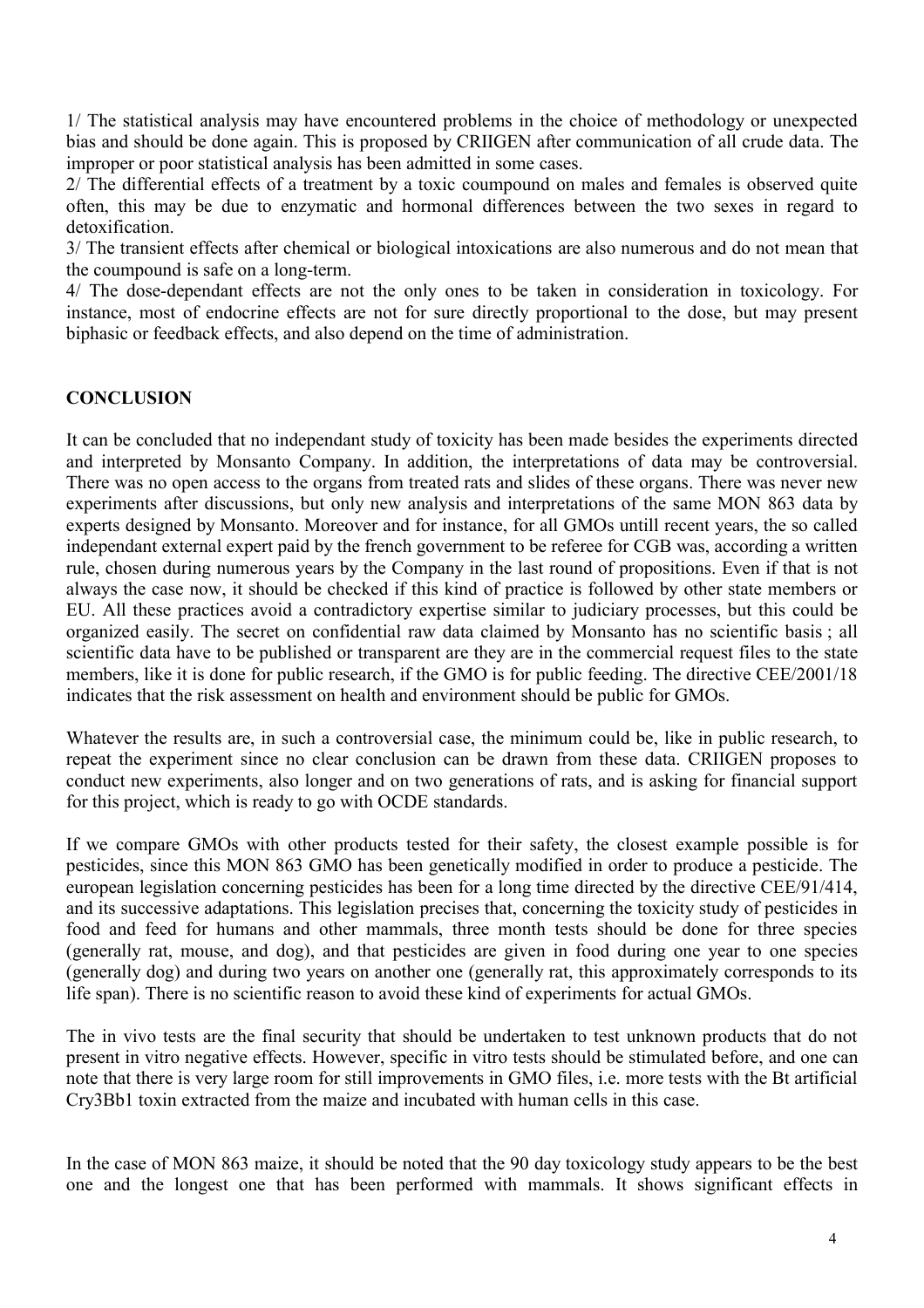1/ The statistical analysis may have encountered problems in the choice of methodology or unexpected bias and should be done again. This is proposed by CRIIGEN after communication of all crude data. The improper or poor statistical analysis has been admitted in some cases.

2/ The differential effects of a treatment by a toxic coumpound on males and females is observed quite often, this may be due to enzymatic and hormonal differences between the two sexes in regard to detoxification.

3/ The transient effects after chemical or biological intoxications are also numerous and do not mean that the coumpound is safe on a long-term.

4/ The dose-dependant effects are not the only ones to be taken in consideration in toxicology. For instance, most of endocrine effects are not for sure directly proportional to the dose, but may present biphasic or feedback effects, and also depend on the time of administration.

**CONCLUSION**

It can be concluded that no independant study of toxicity has been made besides the experiments directed and interpreted by Monsanto Company. In addition, the interpretations of data may be controversial. There was no open access to the organs from treated rats and slides of these organs. There was never new experiments after discussions, but only new analysis and interpretations of the same MON 863 data by experts designed by Monsanto. Moreover and for instance, for all GMOs untill recent years, the so called independant external expert paid by the french government to be referee for CGB was, according a written rule, chosen during numerous years by the Company in the last round of propositions. Even if that is not always the case now, it should be checked if this kind of practice is followed by other state members or EU. All these practices avoid a contradictory expertise similar to judiciary processes, but this could be organized easily. The secret on confidential raw data claimed by Monsanto has no scientific basis ; all scientific data have to be published or transparent are they are in the commercial request files to the state members, like it is done for public research, if the GMO is for public feeding. The directive CEE/2001/18 indicates that the risk assessment on health and environment should be public for GMOs.

Whatever the results are, in such a controversial case, the minimum could be, like in public research, to repeat the experiment since no clear conclusion can be drawn from these data. CRIIGEN proposes to conduct new experiments, also longer and on two generations of rats, and is asking for financial support for this project, which is ready to go with OCDE standards.

If we compare GMOs with other products tested for their safety, the closest example possible is for pesticides, since this MON 863 GMO has been genetically modified in order to produce a pesticide. The european legislation concerning pesticides has been for a long time directed by the directive CEE/91/414, and its successive adaptations. This legislation precises that, concerning the toxicity study of pesticides in food and feed for humans and other mammals, three month tests should be done for three species (generally rat, mouse, and dog), and that pesticides are given in food during one year to one species (generally dog) and during two years on another one (generally rat, this approximately corresponds to its life span). There is no scientific reason to avoid these kind of experiments for actual GMOs.

The in vivo tests are the final security that should be undertaken to test unknown products that do not present in vitro negative effects. However, specific in vitro tests should be stimulated before, and one can note that there is very large room for still improvements in GMO files, i.e. more tests with the Bt artificial Cry3Bb1 toxin extracted from the maize and incubated with human cells in this case.

In the case of MON 863 maize, it should be noted that the 90 day toxicology study appears to be the best one and the longest one that has been performed with mammals. It shows significant effects in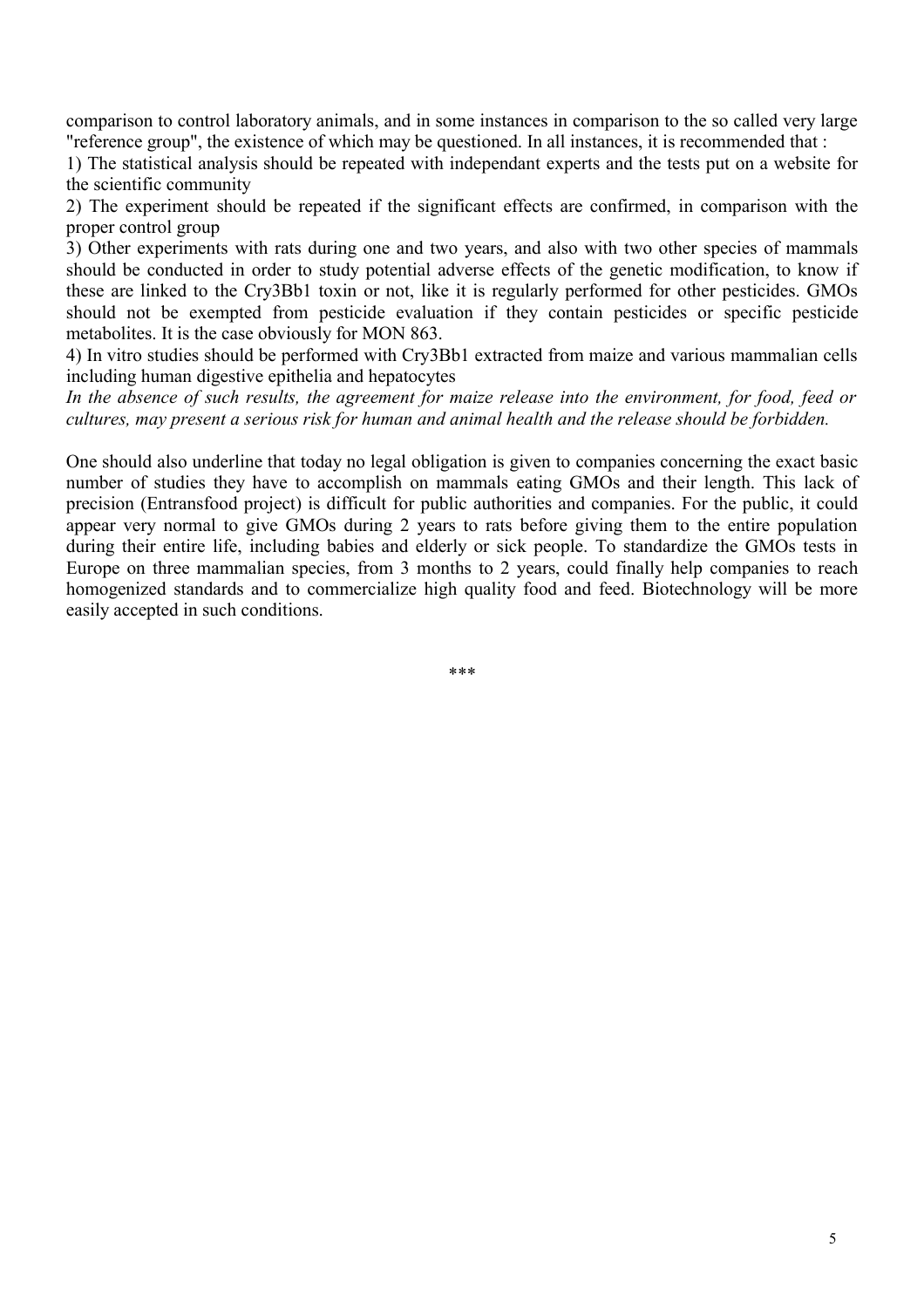comparison to control laboratory animals, and in some instances in comparison to the so called very large "reference group", the existence of which may be questioned. In all instances, it is recommended that :

1) The statistical analysis should be repeated with independant experts and the tests put on a website for the scientific community
2) The experiment should be repeated if the significant effects are confirmed, in comparison with the proper control group
3) Other experiments with rats during one and two years, and also with two other species of mammals should be conducted in order to study potential adverse effects of the genetic modification, to know if these are linked to the Cry3Bb1 toxin or not, like it is regularly performed for other pesticides. GMOs should not be exempted from pesticide evaluation if they contain pesticides or specific pesticide metabolites. It is the case obviously for MON 863.
4) In vitro studies should be performed with Cry3Bb1 extracted from maize and various mammalian cells including human digestive epithelia and hepatocytes

*In the absence of such results, the agreement for maize release into the environment, for food, feed or cultures, may present a serious risk for human and animal health and the release should be forbidden.*

One should also underline that today no legal obligation is given to companies concerning the exact basic number of studies they have to accomplish on mammals eating GMOs and their length. This lack of precision (Entransfood project) is difficult for public authorities and companies. For the public, it could appear very normal to give GMOs during 2 years to rats before giving them to the entire population during their entire life, including babies and elderly or sick people. To standardize the GMOs tests in Europe on three mammalian species, from 3 months to 2 years, could finally help companies to reach homogenized standards and to commercialize high quality food and feed. Biotechnology will be more easily accepted in such conditions.

\*\*\*